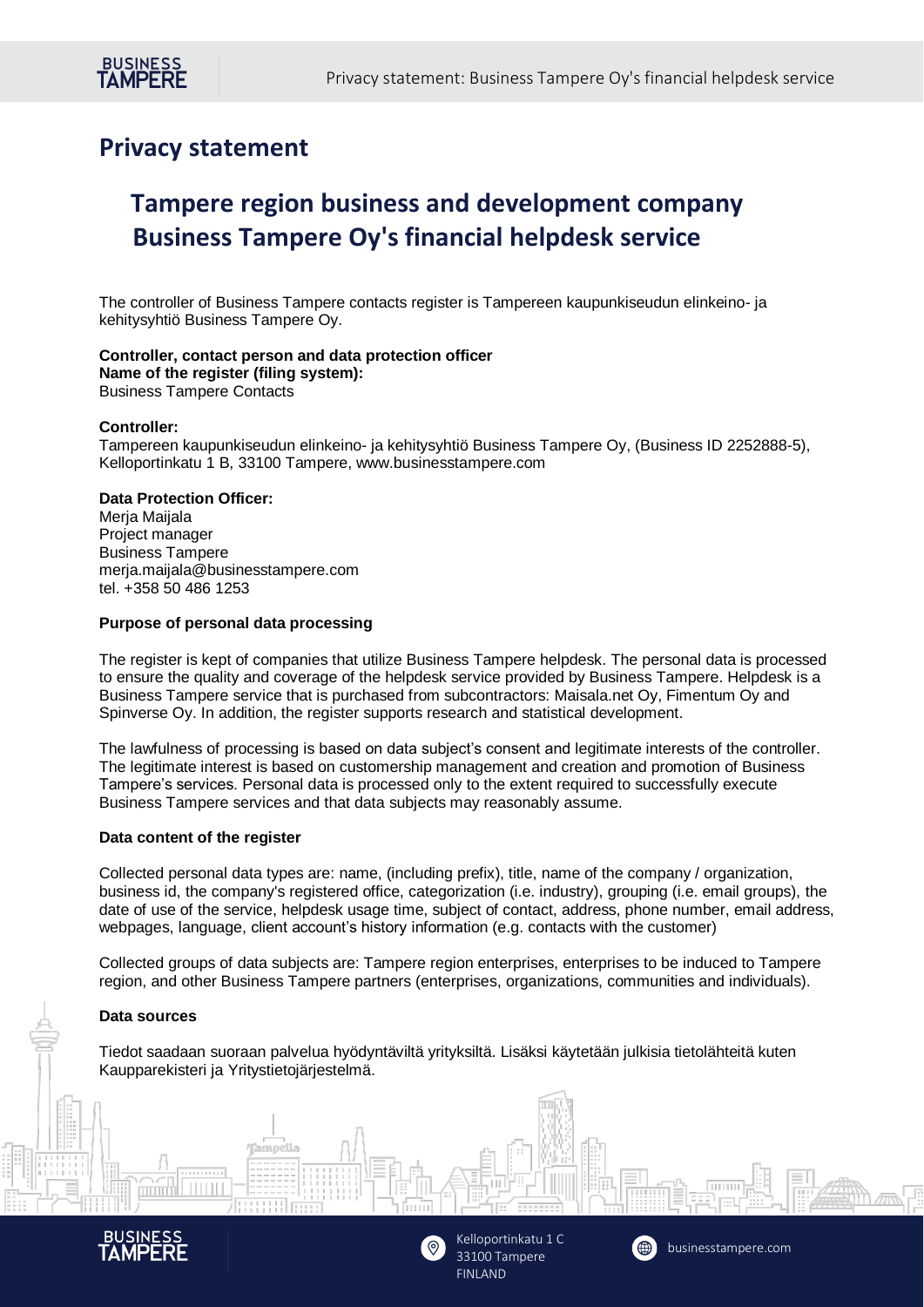# Privacy statement

## Tampere region business and development company Business Tampere Oy's financial helpdesk service

The controller of Business Tampere contacts register is Tampereen kaupunkiseudun elinkeino- ja kehitysyhtiö Business Tampere Oy.

**Controller, contact person and data protection officer**
**Name of the register (filing system):**
Business Tampere Contacts

**Controller:**
Tampereen kaupunkiseudun elinkeino- ja kehitysyhtiö Business Tampere Oy, (Business ID 2252888-5), Kelloportinkatu 1 B, 33100 Tampere, www.businesstampere.com

**Data Protection Officer:**
Merja Maijala
Project manager
Business Tampere
merja.maijala@businesstampere.com
tel. +358 50 486 1253

**Purpose of personal data processing**

The register is kept of companies that utilize Business Tampere helpdesk. The personal data is processed to ensure the quality and coverage of the helpdesk service provided by Business Tampere. Helpdesk is a Business Tampere service that is purchased from subcontractors: Maisala.net Oy, Fimentum Oy and Spinverse Oy. In addition, the register supports research and statistical development.

The lawfulness of processing is based on data subject's consent and legitimate interests of the controller. The legitimate interest is based on customership management and creation and promotion of Business Tampere's services. Personal data is processed only to the extent required to successfully execute Business Tampere services and that data subjects may reasonably assume.

**Data content of the register**

Collected personal data types are: name, (including prefix), title, name of the company / organization, business id, the company's registered office, categorization (i.e. industry), grouping (i.e. email groups), the date of use of the service, helpdesk usage time, subject of contact, address, phone number, email address, webpages, language, client account's history information (e.g. contacts with the customer)

Collected groups of data subjects are: Tampere region enterprises, enterprises to be induced to Tampere region, and other Business Tampere partners (enterprises, organizations, communities and individuals).

**Data sources**

Tiedot saadaan suoraan palvelua hyödyntäviltä yrityksiltä. Lisäksi käytetään julkisia tietolähteitä kuten Kaupparekisteri ja Yritystietojärjestelmä.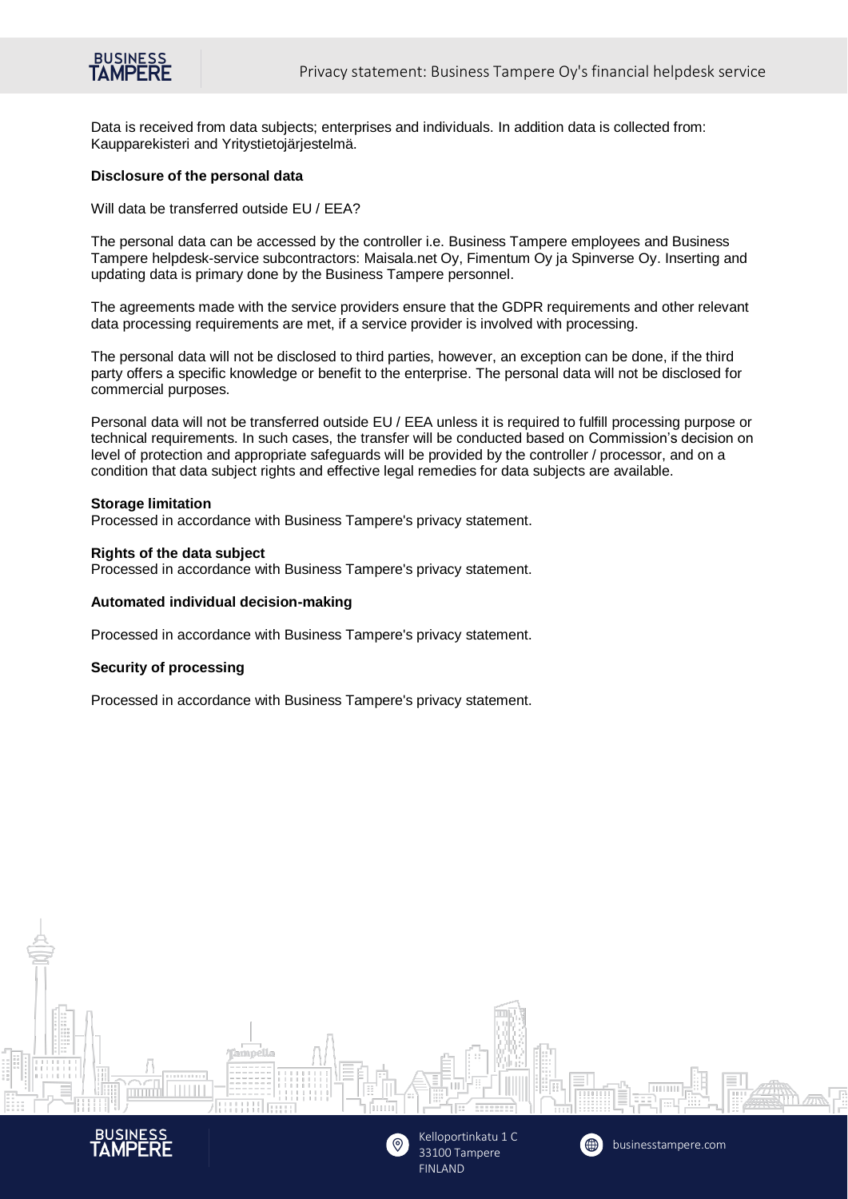Data is received from data subjects; enterprises and individuals. In addition data is collected from: Kaupparekisteri and Yritystietojärjestelmä.

**Disclosure of the personal data**

Will data be transferred outside EU / EEA?

The personal data can be accessed by the controller i.e. Business Tampere employees and Business Tampere helpdesk-service subcontractors: Maisala.net Oy, Fimentum Oy ja Spinverse Oy. Inserting and updating data is primary done by the Business Tampere personnel.

The agreements made with the service providers ensure that the GDPR requirements and other relevant data processing requirements are met, if a service provider is involved with processing.

The personal data will not be disclosed to third parties, however, an exception can be done, if the third party offers a specific knowledge or benefit to the enterprise. The personal data will not be disclosed for commercial purposes.

Personal data will not be transferred outside EU / EEA unless it is required to fulfill processing purpose or technical requirements. In such cases, the transfer will be conducted based on Commission's decision on level of protection and appropriate safeguards will be provided by the controller / processor, and on a condition that data subject rights and effective legal remedies for data subjects are available.

**Storage limitation**

Processed in accordance with Business Tampere's privacy statement.

**Rights of the data subject**

Processed in accordance with Business Tampere's privacy statement.

**Automated individual decision-making**

Processed in accordance with Business Tampere's privacy statement.

**Security of processing**

Processed in accordance with Business Tampere's privacy statement.